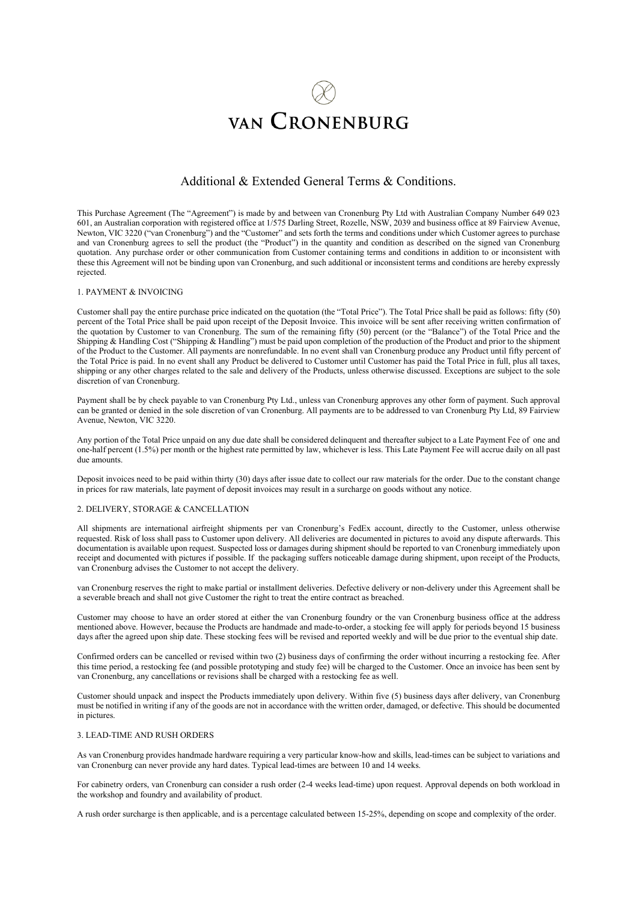# van Cronenburg

## Additional & Extended General Terms & Conditions.

This Purchase Agreement (The "Agreement") is made by and between van Cronenburg Pty Ltd with Australian Company Number 649 023 601, an Australian corporation with registered office at 1/575 Darling Street, Rozelle, NSW, 2039 and business office at 89 Fairview Avenue, Newton, VIC 3220 ("van Cronenburg") and the "Customer" and sets forth the terms and conditions under which Customer agrees to purchase and van Cronenburg agrees to sell the product (the "Product") in the quantity and condition as described on the signed van Cronenburg quotation. Any purchase order or other communication from Customer containing terms and conditions in addition to or inconsistent with these this Agreement will not be binding upon van Cronenburg, and such additional or inconsistent terms and conditions are hereby expressly rejected.

### 1. PAYMENT & INVOICING

Customer shall pay the entire purchase price indicated on the quotation (the "Total Price"). The Total Price shall be paid as follows: fifty (50) percent of the Total Price shall be paid upon receipt of the Deposit Invoice. This invoice will be sent after receiving written confirmation of the quotation by Customer to van Cronenburg. The sum of the remaining fifty (50) percent (or the "Balance") of the Total Price and the Shipping & Handling Cost ("Shipping & Handling") must be paid upon completion of the production of the Product and prior to the shipment of the Product to the Customer. All payments are nonrefundable. In no event shall van Cronenburg produce any Product until fifty percent of the Total Price is paid. In no event shall any Product be delivered to Customer until Customer has paid the Total Price in full, plus all taxes, shipping or any other charges related to the sale and delivery of the Products, unless otherwise discussed. Exceptions are subject to the sole discretion of van Cronenburg.

Payment shall be by check payable to van Cronenburg Pty Ltd., unless van Cronenburg approves any other form of payment. Such approval can be granted or denied in the sole discretion of van Cronenburg. All payments are to be addressed to van Cronenburg Pty Ltd, 89 Fairview Avenue, Newton, VIC 3220.

Any portion of the Total Price unpaid on any due date shall be considered delinquent and thereafter subject to a Late Payment Fee of one and one-half percent (1.5%) per month or the highest rate permitted by law, whichever is less. This Late Payment Fee will accrue daily on all past due amounts.

Deposit invoices need to be paid within thirty (30) days after issue date to collect our raw materials for the order. Due to the constant change in prices for raw materials, late payment of deposit invoices may result in a surcharge on goods without any notice.

### 2. DELIVERY, STORAGE & CANCELLATION

All shipments are international airfreight shipments per van Cronenburg's FedEx account, directly to the Customer, unless otherwise requested. Risk of loss shall pass to Customer upon delivery. All deliveries are documented in pictures to avoid any dispute afterwards. This documentation is available upon request. Suspected loss or damages during shipment should be reported to van Cronenburg immediately upon receipt and documented with pictures if possible. If the packaging suffers noticeable damage during shipment, upon receipt of the Products, van Cronenburg advises the Customer to not accept the delivery.

van Cronenburg reserves the right to make partial or installment deliveries. Defective delivery or non-delivery under this Agreement shall be a severable breach and shall not give Customer the right to treat the entire contract as breached.

Customer may choose to have an order stored at either the van Cronenburg foundry or the van Cronenburg business office at the address mentioned above. However, because the Products are handmade and made-to-order, a stocking fee will apply for periods beyond 15 business days after the agreed upon ship date. These stocking fees will be revised and reported weekly and will be due prior to the eventual ship date.

Confirmed orders can be cancelled or revised within two (2) business days of confirming the order without incurring a restocking fee. After this time period, a restocking fee (and possible prototyping and study fee) will be charged to the Customer. Once an invoice has been sent by van Cronenburg, any cancellations or revisions shall be charged with a restocking fee as well.

Customer should unpack and inspect the Products immediately upon delivery. Within five (5) business days after delivery, van Cronenburg must be notified in writing if any of the goods are not in accordance with the written order, damaged, or defective. This should be documented in pictures.

### 3. LEAD-TIME AND RUSH ORDERS

As van Cronenburg provides handmade hardware requiring a very particular know-how and skills, lead-times can be subject to variations and van Cronenburg can never provide any hard dates. Typical lead-times are between 10 and 14 weeks.

For cabinetry orders, van Cronenburg can consider a rush order (2-4 weeks lead-time) upon request. Approval depends on both workload in the workshop and foundry and availability of product.

A rush order surcharge is then applicable, and is a percentage calculated between 15-25%, depending on scope and complexity of the order.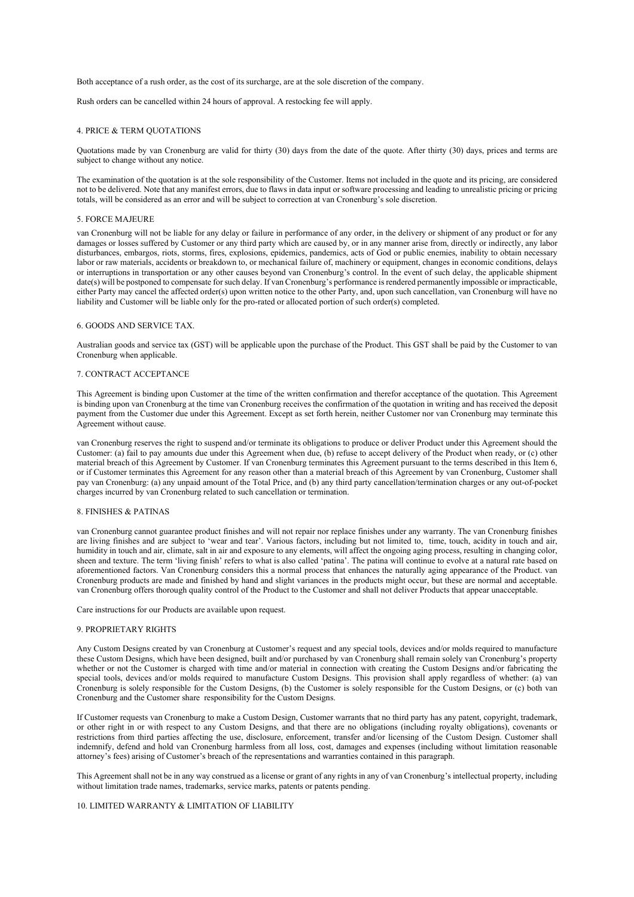Both acceptance of a rush order, as the cost of its surcharge, are at the sole discretion of the company.

Rush orders can be cancelled within 24 hours of approval. A restocking fee will apply.

## 4. PRICE & TERM QUOTATIONS

Quotations made by van Cronenburg are valid for thirty (30) days from the date of the quote. After thirty (30) days, prices and terms are subject to change without any notice.

The examination of the quotation is at the sole responsibility of the Customer. Items not included in the quote and its pricing, are considered not to be delivered. Note that any manifest errors, due to flaws in data input or software processing and leading to unrealistic pricing or pricing totals, will be considered as an error and will be subject to correction at van Cronenburg's sole discretion.

## 5. FORCE MAJEURE

van Cronenburg will not be liable for any delay or failure in performance of any order, in the delivery or shipment of any product or for any damages or losses suffered by Customer or any third party which are caused by, or in any manner arise from, directly or indirectly, any labor disturbances, embargos, riots, storms, fires, explosions, epidemics, pandemics, acts of God or public enemies, inability to obtain necessary labor or raw materials, accidents or breakdown to, or mechanical failure of, machinery or equipment, changes in economic conditions, delays or interruptions in transportation or any other causes beyond van Cronenburg's control. In the event of such delay, the applicable shipment date(s) will be postponed to compensate for such delay. If van Cronenburg's performance is rendered permanently impossible or impracticable, either Party may cancel the affected order(s) upon written notice to the other Party, and, upon such cancellation, van Cronenburg will have no liability and Customer will be liable only for the pro-rated or allocated portion of such order(s) completed.

## 6. GOODS AND SERVICE TAX.

Australian goods and service tax (GST) will be applicable upon the purchase of the Product. This GST shall be paid by the Customer to van Cronenburg when applicable.

## 7. CONTRACT ACCEPTANCE

This Agreement is binding upon Customer at the time of the written confirmation and therefor acceptance of the quotation. This Agreement is binding upon van Cronenburg at the time van Cronenburg receives the confirmation of the quotation in writing and has received the deposit payment from the Customer due under this Agreement. Except as set forth herein, neither Customer nor van Cronenburg may terminate this Agreement without cause.

van Cronenburg reserves the right to suspend and/or terminate its obligations to produce or deliver Product under this Agreement should the Customer: (a) fail to pay amounts due under this Agreement when due, (b) refuse to accept delivery of the Product when ready, or (c) other material breach of this Agreement by Customer. If van Cronenburg terminates this Agreement pursuant to the terms described in this Item 6, or if Customer terminates this Agreement for any reason other than a material breach of this Agreement by van Cronenburg, Customer shall pay van Cronenburg: (a) any unpaid amount of the Total Price, and (b) any third party cancellation/termination charges or any out-of-pocket charges incurred by van Cronenburg related to such cancellation or termination.

## 8. FINISHES & PATINAS

van Cronenburg cannot guarantee product finishes and will not repair nor replace finishes under any warranty. The van Cronenburg finishes are living finishes and are subject to 'wear and tear'. Various factors, including but not limited to, time, touch, acidity in touch and air, humidity in touch and air, climate, salt in air and exposure to any elements, will affect the ongoing aging process, resulting in changing color, sheen and texture. The term 'living finish' refers to what is also called 'patina'. The patina will continue to evolve at a natural rate based on aforementioned factors. Van Cronenburg considers this a normal process that enhances the naturally aging appearance of the Product. van Cronenburg products are made and finished by hand and slight variances in the products might occur, but these are normal and acceptable. van Cronenburg offers thorough quality control of the Product to the Customer and shall not deliver Products that appear unacceptable.

Care instructions for our Products are available upon request.

## 9. PROPRIETARY RIGHTS

Any Custom Designs created by van Cronenburg at Customer's request and any special tools, devices and/or molds required to manufacture these Custom Designs, which have been designed, built and/or purchased by van Cronenburg shall remain solely van Cronenburg's property whether or not the Customer is charged with time and/or material in connection with creating the Custom Designs and/or fabricating the special tools, devices and/or molds required to manufacture Custom Designs. This provision shall apply regardless of whether: (a) van Cronenburg is solely responsible for the Custom Designs, (b) the Customer is solely responsible for the Custom Designs, or (c) both van Cronenburg and the Customer share responsibility for the Custom Designs.

If Customer requests van Cronenburg to make a Custom Design, Customer warrants that no third party has any patent, copyright, trademark, or other right in or with respect to any Custom Designs, and that there are no obligations (including royalty obligations), covenants or restrictions from third parties affecting the use, disclosure, enforcement, transfer and/or licensing of the Custom Design. Customer shall indemnify, defend and hold van Cronenburg harmless from all loss, cost, damages and expenses (including without limitation reasonable attorney's fees) arising of Customer's breach of the representations and warranties contained in this paragraph.

This Agreement shall not be in any way construed as a license or grant of any rights in any of van Cronenburg's intellectual property, including without limitation trade names, trademarks, service marks, patents or patents pending.

## 10. LIMITED WARRANTY & LIMITATION OF LIABILITY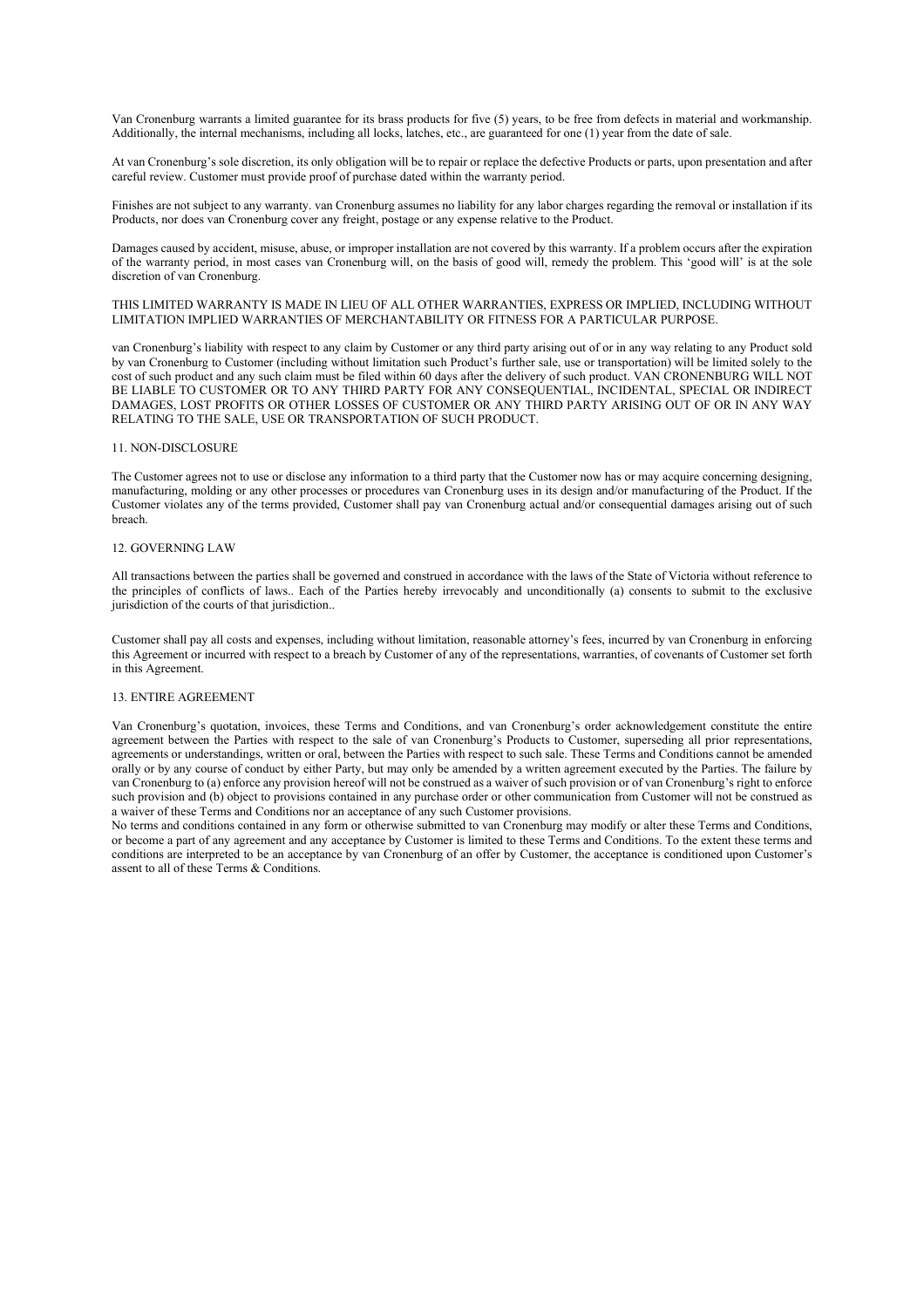Van Cronenburg warrants a limited guarantee for its brass products for five (5) years, to be free from defects in material and workmanship. Additionally, the internal mechanisms, including all locks, latches, etc., are guaranteed for one (1) year from the date of sale.

At van Cronenburg's sole discretion, its only obligation will be to repair or replace the defective Products or parts, upon presentation and after careful review. Customer must provide proof of purchase dated within the warranty period.

Finishes are not subject to any warranty. van Cronenburg assumes no liability for any labor charges regarding the removal or installation if its Products, nor does van Cronenburg cover any freight, postage or any expense relative to the Product.

Damages caused by accident, misuse, abuse, or improper installation are not covered by this warranty. If a problem occurs after the expiration of the warranty period, in most cases van Cronenburg will, on the basis of good will, remedy the problem. This 'good will' is at the sole discretion of van Cronenburg.

THIS LIMITED WARRANTY IS MADE IN LIEU OF ALL OTHER WARRANTIES, EXPRESS OR IMPLIED, INCLUDING WITHOUT LIMITATION IMPLIED WARRANTIES OF MERCHANTABILITY OR FITNESS FOR A PARTICULAR PURPOSE.

van Cronenburg's liability with respect to any claim by Customer or any third party arising out of or in any way relating to any Product sold by van Cronenburg to Customer (including without limitation such Product's further sale, use or transportation) will be limited solely to the cost of such product and any such claim must be filed within 60 days after the delivery of such product. VAN CRONENBURG WILL NOT BE LIABLE TO CUSTOMER OR TO ANY THIRD PARTY FOR ANY CONSEQUENTIAL, INCIDENTAL, SPECIAL OR INDIRECT DAMAGES, LOST PROFITS OR OTHER LOSSES OF CUSTOMER OR ANY THIRD PARTY ARISING OUT OF OR IN ANY WAY RELATING TO THE SALE, USE OR TRANSPORTATION OF SUCH PRODUCT.

## 11. NON-DISCLOSURE

The Customer agrees not to use or disclose any information to a third party that the Customer now has or may acquire concerning designing, manufacturing, molding or any other processes or procedures van Cronenburg uses in its design and/or manufacturing of the Product. If the Customer violates any of the terms provided, Customer shall pay van Cronenburg actual and/or consequential damages arising out of such breach.

## 12. GOVERNING LAW

All transactions between the parties shall be governed and construed in accordance with the laws of the State of Victoria without reference to the principles of conflicts of laws.. Each of the Parties hereby irrevocably and unconditionally (a) consents to submit to the exclusive jurisdiction of the courts of that jurisdiction..

Customer shall pay all costs and expenses, including without limitation, reasonable attorney's fees, incurred by van Cronenburg in enforcing this Agreement or incurred with respect to a breach by Customer of any of the representations, warranties, of covenants of Customer set forth in this Agreement.

## 13. ENTIRE AGREEMENT

Van Cronenburg's quotation, invoices, these Terms and Conditions, and van Cronenburg's order acknowledgement constitute the entire agreement between the Parties with respect to the sale of van Cronenburg's Products to Customer, superseding all prior representations, agreements or understandings, written or oral, between the Parties with respect to such sale. These Terms and Conditions cannot be amended orally or by any course of conduct by either Party, but may only be amended by a written agreement executed by the Parties. The failure by van Cronenburg to (a) enforce any provision hereof will not be construed as a waiver of such provision or of van Cronenburg's right to enforce such provision and (b) object to provisions contained in any purchase order or other communication from Customer will not be construed as a waiver of these Terms and Conditions nor an acceptance of any such Customer provisions.
No terms and conditions contained in any form or otherwise submitted to van Cronenburg may modify or alter these Terms and Conditions, or become a part of any agreement and any acceptance by Customer is limited to these Terms and Conditions. To the extent these terms and conditions are interpreted to be an acceptance by van Cronenburg of an offer by Customer, the acceptance is conditioned upon Customer's assent to all of these Terms & Conditions.